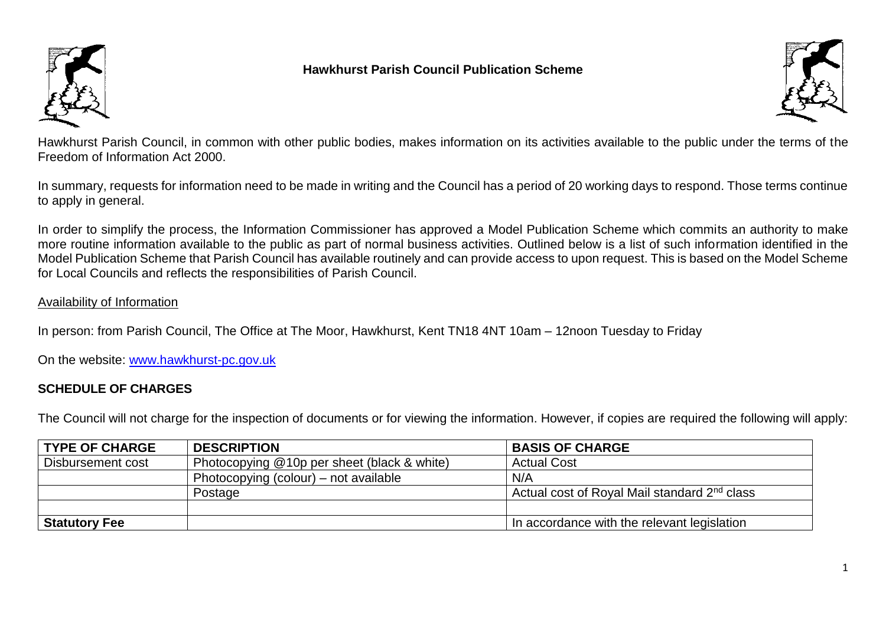# Hawkhurst Parish Council Publication Scheme

Hawkhurst Parish Council, in common with other public bodies, makes information on its activities available to the public under the terms of the Freedom of Information Act 2000.

In summary, requests for information need to be made in writing and the Council has a period of 20 working days to respond. Those terms continue to apply in general.

In order to simplify the process, the Information Commissioner has approved a Model Publication Scheme which commits an authority to make more routine information available to the public as part of normal business activities. Outlined below is a list of such information identified in the Model Publication Scheme that Parish Council has available routinely and can provide access to upon request. This is based on the Model Scheme for Local Councils and reflects the responsibilities of Parish Council.

<u>Availability of Information</u>

In person: from Parish Council, The Office at The Moor, Hawkhurst, Kent TN18 4NT 10am – 12noon Tuesday to Friday

On the website: [www.hawkhurst-pc.gov.uk](www.hawkhurst-pc.gov.uk)

## SCHEDULE OF CHARGES

The Council will not charge for the inspection of documents or for viewing the information. However, if copies are required the following will apply:

| TYPE OF CHARGE | DESCRIPTION | BASIS OF CHARGE |
|---|---|---|
| Disbursement cost | Photocopying @10p per sheet (black & white) | Actual Cost |
| | Photocopying (colour) – not available | N/A |
| | Postage | Actual cost of Royal Mail standard 2nd class |
| | | |
| **Statutory Fee** | | In accordance with the relevant legislation |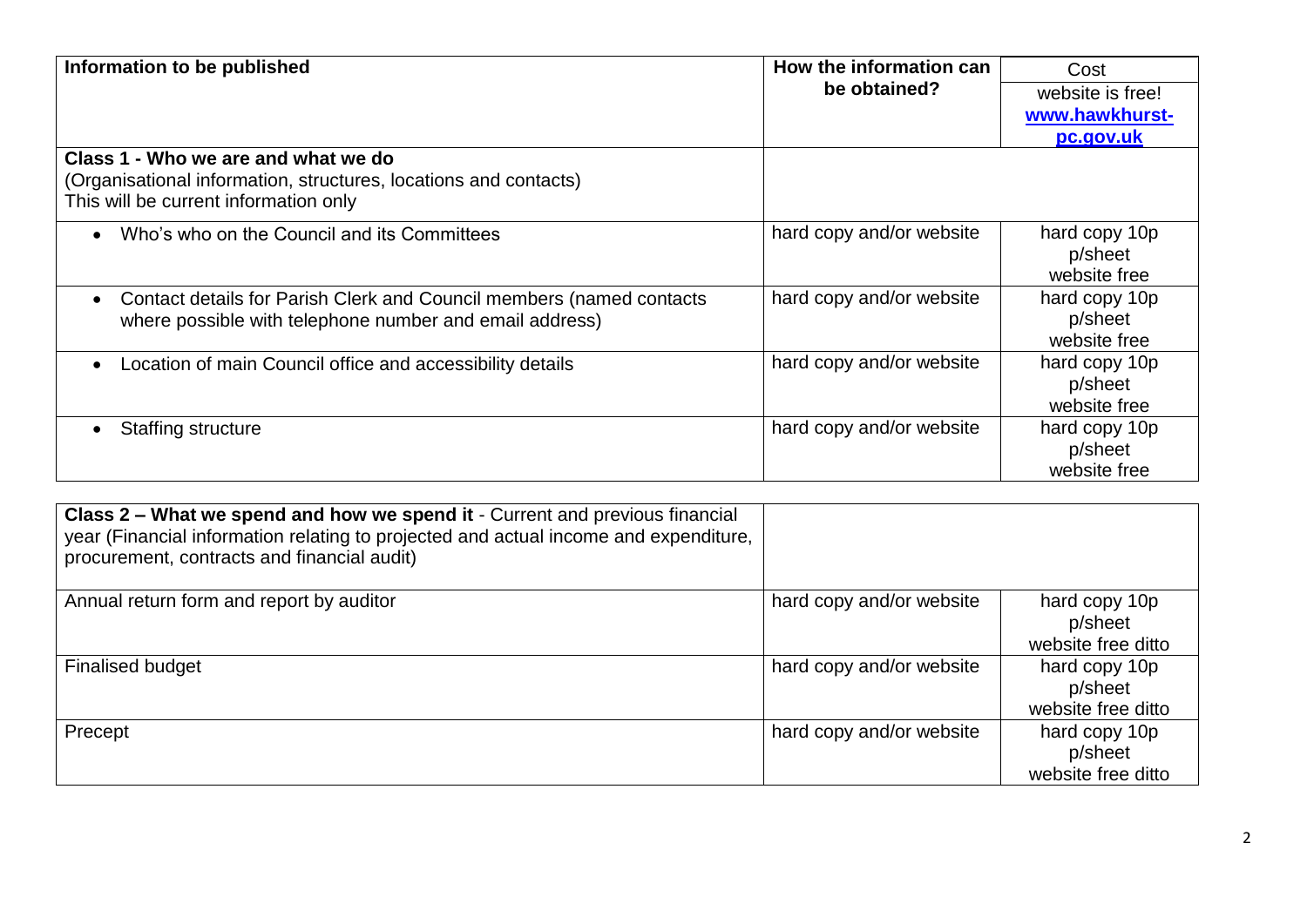| Information to be published | How the information can be obtained? | Cost<br>website is free!<br>**www.hawkhurst-pc.gov.uk** |
|---|---|---|
| **Class 1 - Who we are and what we do**<br>(Organisational information, structures, locations and contacts)<br>This will be current information only | | |
| • Who's who on the Council and its Committees | hard copy and/or website | hard copy 10p p/sheet<br>website free |
| • Contact details for Parish Clerk and Council members (named contacts where possible with telephone number and email address) | hard copy and/or website | hard copy 10p p/sheet<br>website free |
| • Location of main Council office and accessibility details | hard copy and/or website | hard copy 10p p/sheet<br>website free |
| • Staffing structure | hard copy and/or website | hard copy 10p p/sheet<br>website free |

| **Class 2 – What we spend and how we spend it** - Current and previous financial year (Financial information relating to projected and actual income and expenditure, procurement, contracts and financial audit) | | |
|---|---|---|
| Annual return form and report by auditor | hard copy and/or website | hard copy 10p p/sheet<br>website free ditto |
| Finalised budget | hard copy and/or website | hard copy 10p p/sheet<br>website free ditto |
| Precept | hard copy and/or website | hard copy 10p p/sheet<br>website free ditto |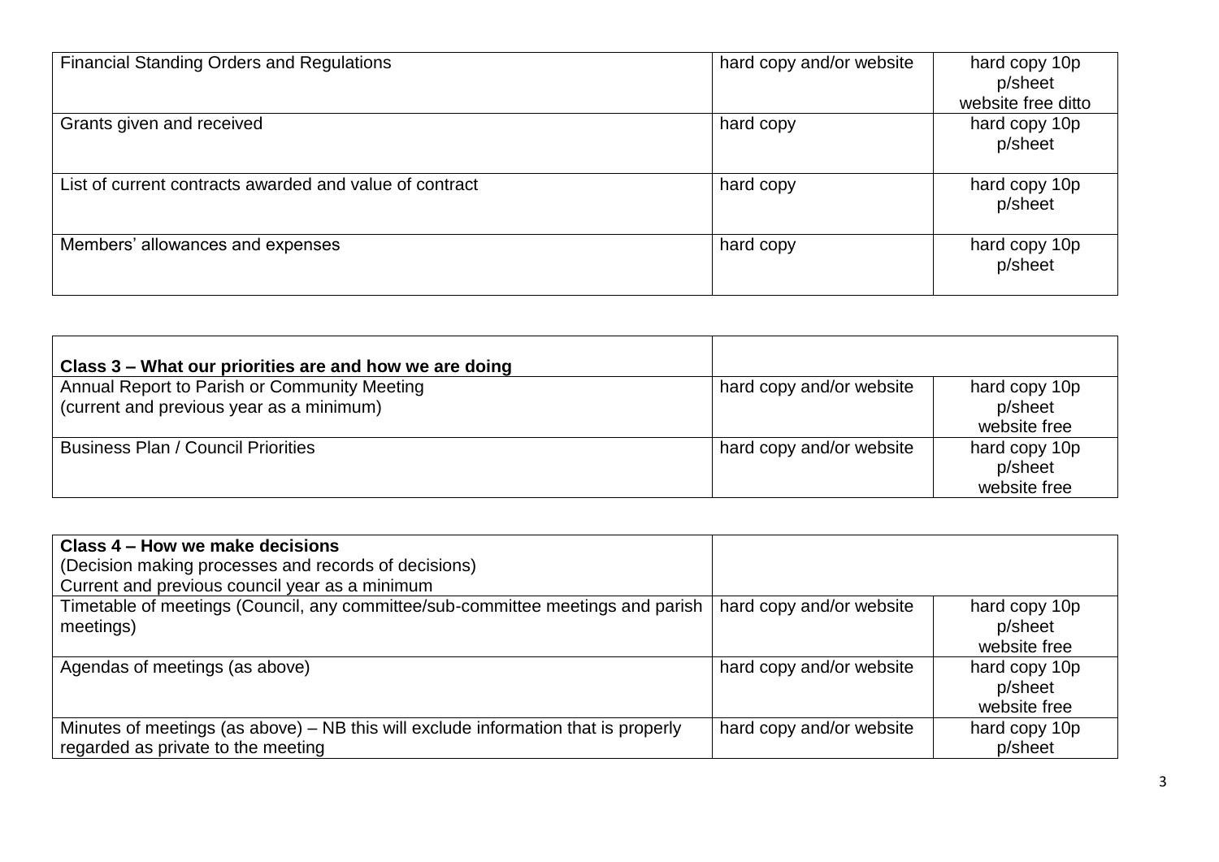| | | |
|---|---|---|
| Financial Standing Orders and Regulations | hard copy and/or website | hard copy 10p p/sheet website free ditto |
| Grants given and received | hard copy | hard copy 10p p/sheet |
| List of current contracts awarded and value of contract | hard copy | hard copy 10p p/sheet |
| Members' allowances and expenses | hard copy | hard copy 10p p/sheet |

| **Class 3 – What our priorities are and how we are doing** | | |
|---|---|---|
| Annual Report to Parish or Community Meeting (current and previous year as a minimum) | hard copy and/or website | hard copy 10p p/sheet website free |
| Business Plan / Council Priorities | hard copy and/or website | hard copy 10p p/sheet website free |

| **Class 4 – How we make decisions** (Decision making processes and records of decisions) Current and previous council year as a minimum | | |
|---|---|---|
| Timetable of meetings (Council, any committee/sub-committee meetings and parish meetings) | hard copy and/or website | hard copy 10p p/sheet website free |
| Agendas of meetings (as above) | hard copy and/or website | hard copy 10p p/sheet website free |
| Minutes of meetings (as above) – NB this will exclude information that is properly regarded as private to the meeting | hard copy and/or website | hard copy 10p p/sheet |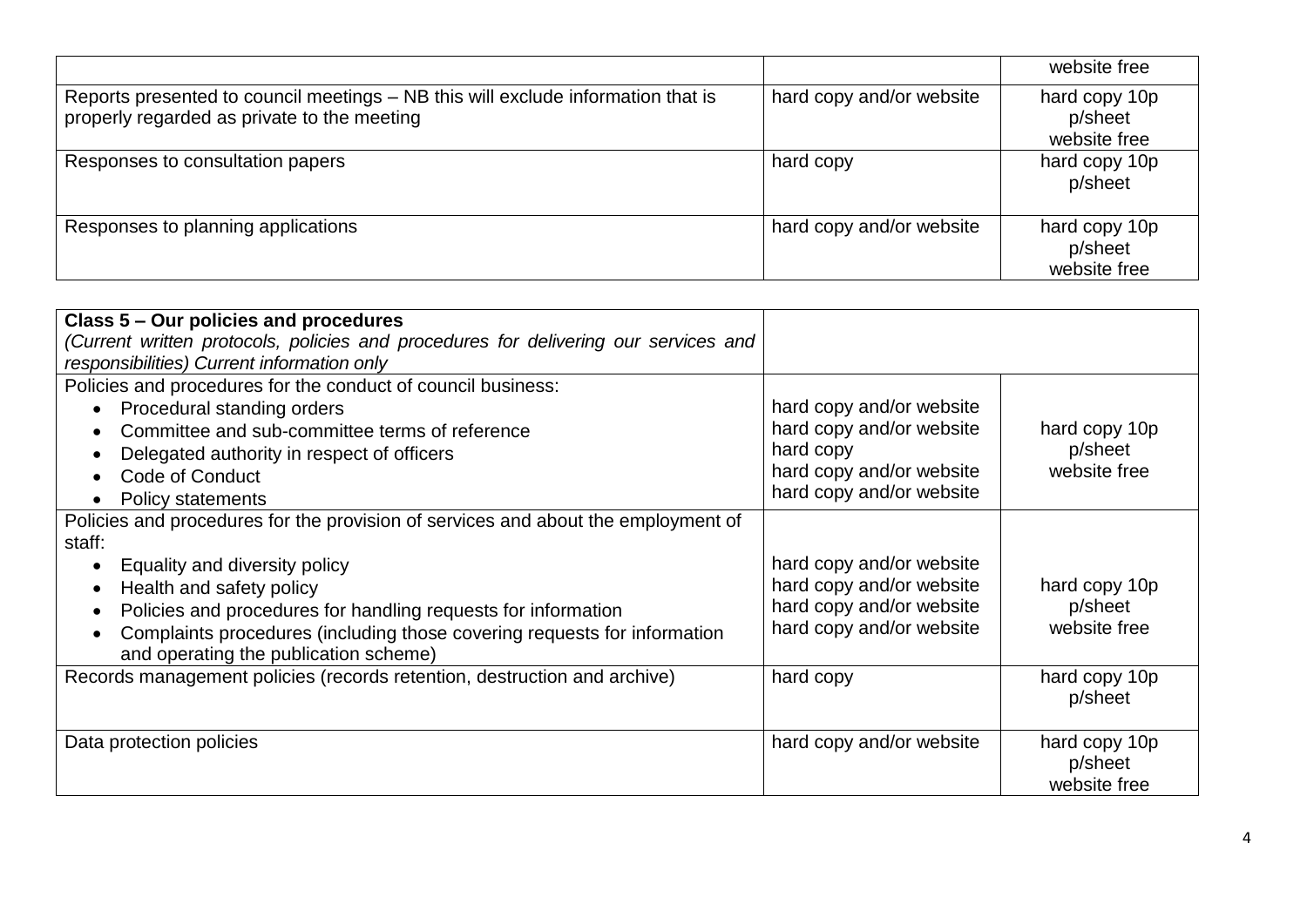| | | |
|---|---|---|
| | | website free |
| Reports presented to council meetings – NB this will exclude information that is properly regarded as private to the meeting | hard copy and/or website | hard copy 10p p/sheet website free |
| Responses to consultation papers | hard copy | hard copy 10p p/sheet |
| Responses to planning applications | hard copy and/or website | hard copy 10p p/sheet website free |

| **Class 5 – Our policies and procedures** *(Current written protocols, policies and procedures for delivering our services and responsibilities) Current information only* | | |
|---|---|---|
| Policies and procedures for the conduct of council business:<br>• Procedural standing orders<br>• Committee and sub-committee terms of reference<br>• Delegated authority in respect of officers<br>• Code of Conduct<br>• Policy statements | hard copy and/or website<br>hard copy and/or website<br>hard copy<br>hard copy and/or website<br>hard copy and/or website | hard copy 10p p/sheet website free |
| Policies and procedures for the provision of services and about the employment of staff:<br>• Equality and diversity policy<br>• Health and safety policy<br>• Policies and procedures for handling requests for information<br>• Complaints procedures (including those covering requests for information and operating the publication scheme) | hard copy and/or website<br>hard copy and/or website<br>hard copy and/or website<br>hard copy and/or website | hard copy 10p p/sheet website free |
| Records management policies (records retention, destruction and archive) | hard copy | hard copy 10p p/sheet |
| Data protection policies | hard copy and/or website | hard copy 10p p/sheet website free |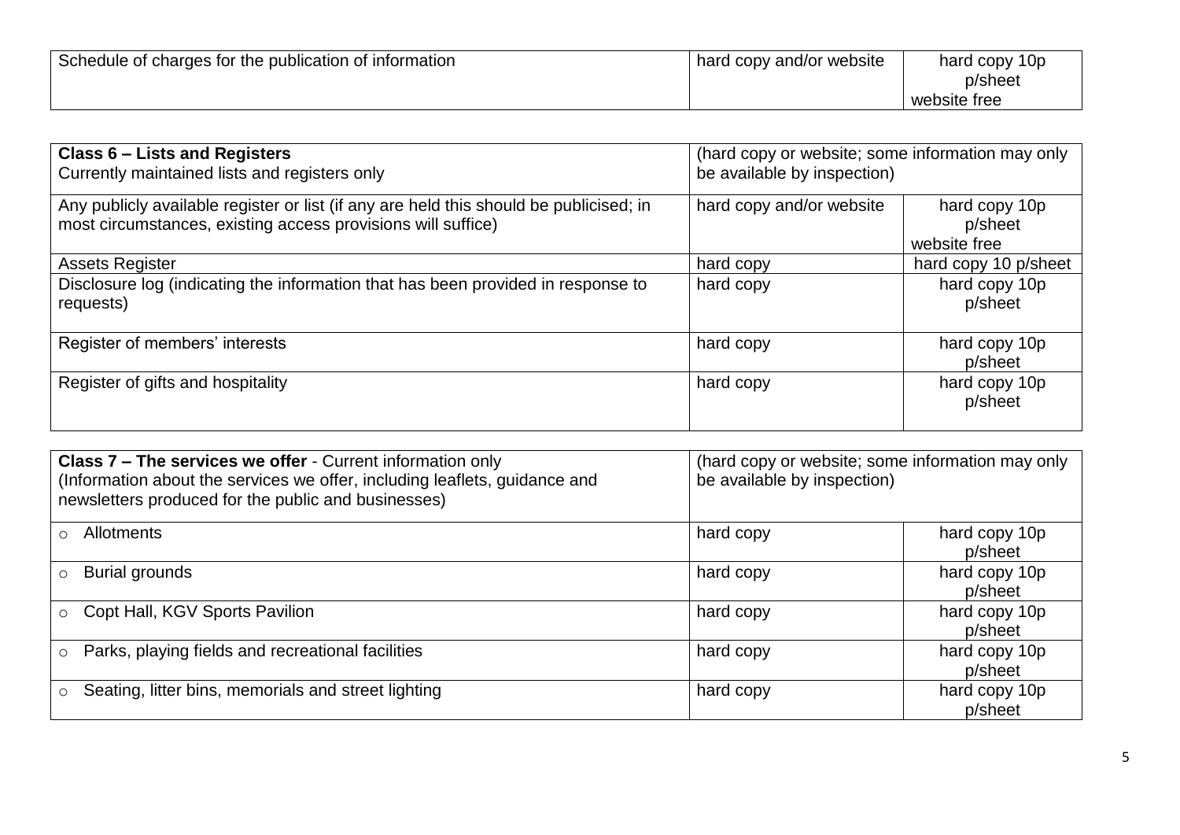| Schedule of charges for the publication of information | hard copy and/or website | hard copy 10p p/sheet<br>website free |
|---|---|---|

| **Class 6 – Lists and Registers**<br>Currently maintained lists and registers only | (hard copy or website; some information may only be available by inspection) | |
|---|---|---|
| Any publicly available register or list (if any are held this should be publicised; in most circumstances, existing access provisions will suffice) | hard copy and/or website | hard copy 10p p/sheet<br>website free |
| Assets Register | hard copy | hard copy 10 p/sheet |
| Disclosure log (indicating the information that has been provided in response to requests) | hard copy | hard copy 10p p/sheet |
| Register of members' interests | hard copy | hard copy 10p p/sheet |
| Register of gifts and hospitality | hard copy | hard copy 10p p/sheet |

| **Class 7 – The services we offer** - Current information only<br>(Information about the services we offer, including leaflets, guidance and newsletters produced for the public and businesses) | (hard copy or website; some information may only be available by inspection) | |
|---|---|---|
| ○ Allotments | hard copy | hard copy 10p p/sheet |
| ○ Burial grounds | hard copy | hard copy 10p p/sheet |
| ○ Copt Hall, KGV Sports Pavilion | hard copy | hard copy 10p p/sheet |
| ○ Parks, playing fields and recreational facilities | hard copy | hard copy 10p p/sheet |
| ○ Seating, litter bins, memorials and street lighting | hard copy | hard copy 10p p/sheet |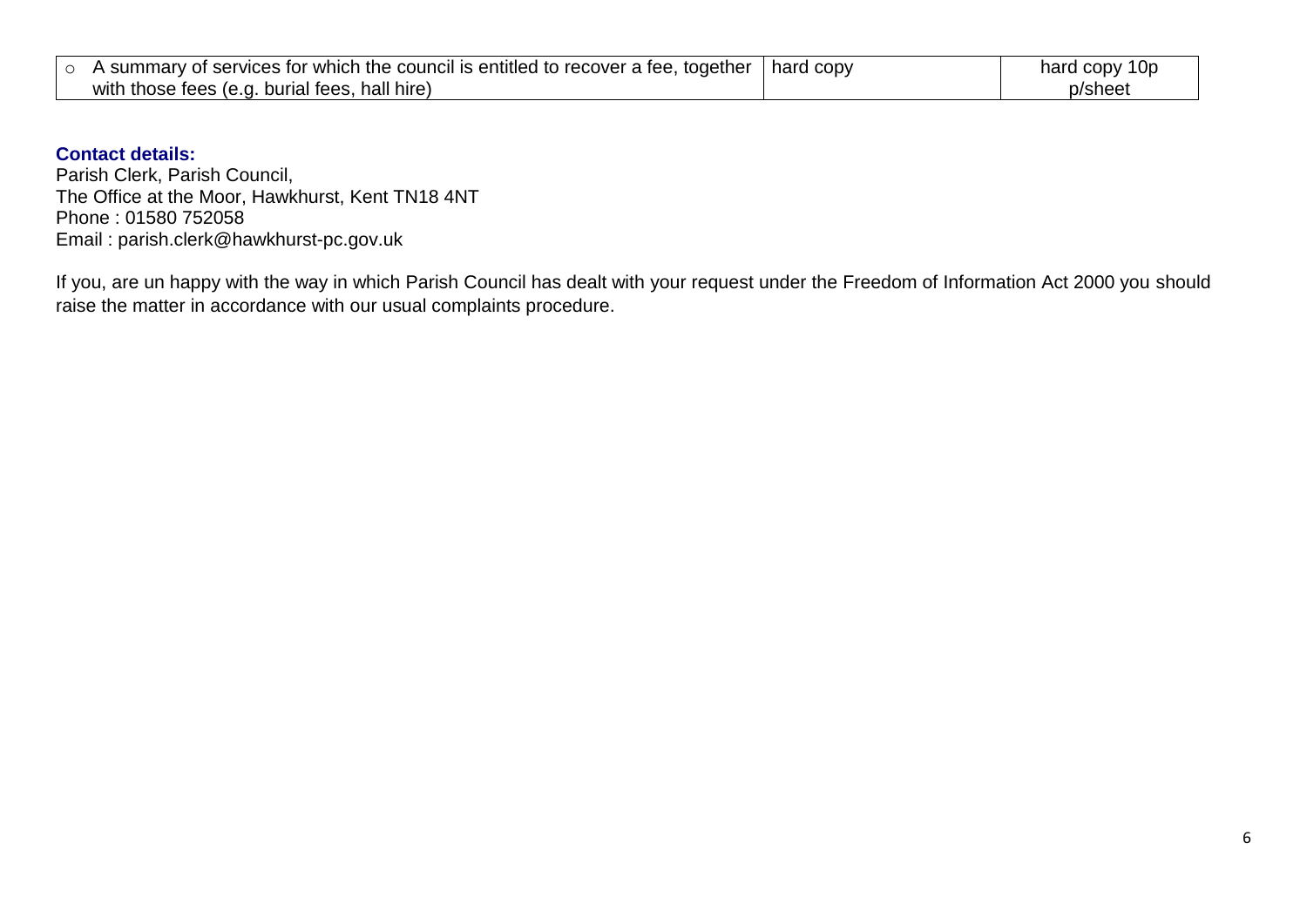| | | |
|---|---|---|
| ○ A summary of services for which the council is entitled to recover a fee, together with those fees (e.g. burial fees, hall hire) | hard copy | hard copy 10p p/sheet |

**Contact details:**
Parish Clerk, Parish Council,
The Office at the Moor, Hawkhurst, Kent TN18 4NT
Phone : 01580 752058
Email : parish.clerk@hawkhurst-pc.gov.uk

If you, are un happy with the way in which Parish Council has dealt with your request under the Freedom of Information Act 2000 you should raise the matter in accordance with our usual complaints procedure.